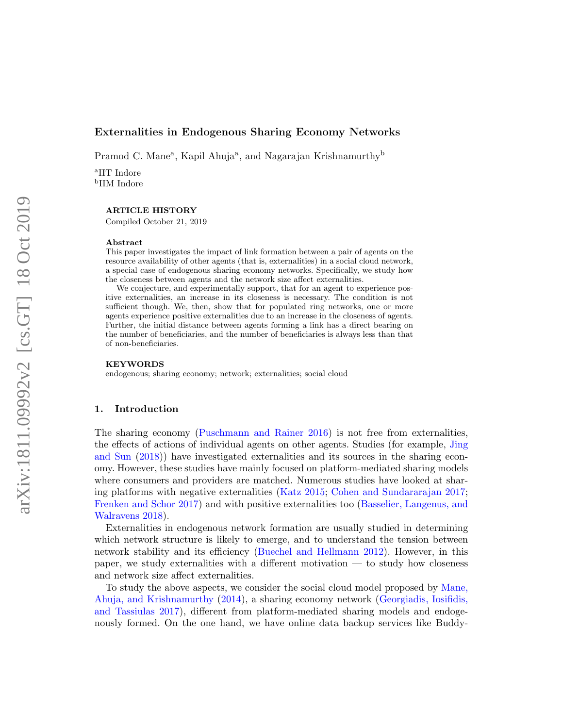# Externalities in Endogenous Sharing Economy Networks

Pramod C. Mane[a], Kapil Ahuja[a], and Nagarajan Krishnamurthy[b]

[a]IIT Indore
[b]IIM Indore

**ARTICLE HISTORY**
Compiled October 21, 2019

**Abstract**

This paper investigates the impact of link formation between a pair of agents on the resource availability of other agents (that is, externalities) in a social cloud network, a special case of endogenous sharing economy networks. Specifically, we study how the closeness between agents and the network size affect externalities.

We conjecture, and experimentally support, that for an agent to experience positive externalities, an increase in its closeness is necessary. The condition is not sufficient though. We, then, show that for populated ring networks, one or more agents experience positive externalities due to an increase in the closeness of agents. Further, the initial distance between agents forming a link has a direct bearing on the number of beneficiaries, and the number of beneficiaries is always less than that of non-beneficiaries.

**KEYWORDS**
endogenous; sharing economy; network; externalities; social cloud

## 1. Introduction

The sharing economy (Puschmann and Rainer 2016) is not free from externalities, the effects of actions of individual agents on other agents. Studies (for example, Jing and Sun (2018)) have investigated externalities and its sources in the sharing economy. However, these studies have mainly focused on platform-mediated sharing models where consumers and providers are matched. Numerous studies have looked at sharing platforms with negative externalities (Katz 2015; Cohen and Sundararajan 2017; Frenken and Schor 2017) and with positive externalities too (Basselier, Langenus, and Walravens 2018).

Externalities in endogenous network formation are usually studied in determining which network structure is likely to emerge, and to understand the tension between network stability and its efficiency (Buechel and Hellmann 2012). However, in this paper, we study externalities with a different motivation — to study how closeness and network size affect externalities.

To study the above aspects, we consider the social cloud model proposed by Mane, Ahuja, and Krishnamurthy (2014), a sharing economy network (Georgiadis, Iosifidis, and Tassiulas 2017), different from platform-mediated sharing models and endogenously formed. On the one hand, we have online data backup services like Buddy-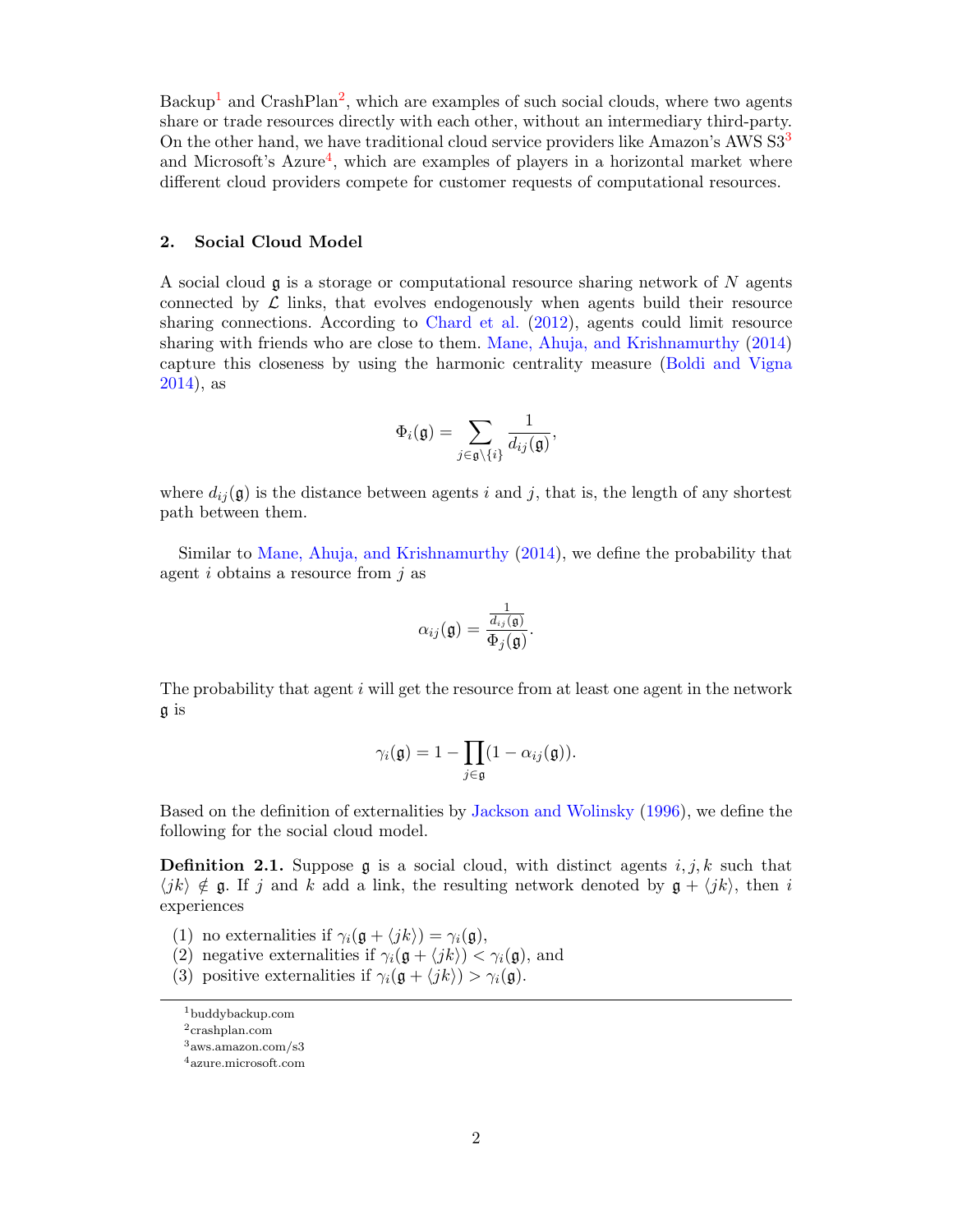Backup[1] and CrashPlan[2], which are examples of such social clouds, where two agents share or trade resources directly with each other, without an intermediary third-party. On the other hand, we have traditional cloud service providers like Amazon's AWS S3[3] and Microsoft's Azure[4], which are examples of players in a horizontal market where different cloud providers compete for customer requests of computational resources.

## 2. Social Cloud Model

A social cloud $\mathfrak{g}$ is a storage or computational resource sharing network of $N$ agents connected by $\mathcal{L}$ links, that evolves endogenously when agents build their resource sharing connections. According to Chard et al. (2012), agents could limit resource sharing with friends who are close to them. Mane, Ahuja, and Krishnamurthy (2014) capture this closeness by using the harmonic centrality measure (Boldi and Vigna 2014), as

$$\Phi_i(\mathfrak{g}) = \sum_{j \in \mathfrak{g} \setminus \{i\}} \frac{1}{d_{ij}(\mathfrak{g})},$$

where $d_{ij}(\mathfrak{g})$ is the distance between agents $i$ and $j$, that is, the length of any shortest path between them.

Similar to Mane, Ahuja, and Krishnamurthy (2014), we define the probability that agent $i$ obtains a resource from $j$ as

$$\alpha_{ij}(\mathfrak{g}) = \frac{\frac{1}{d_{ij}(\mathfrak{g})}}{\Phi_j(\mathfrak{g})}.$$

The probability that agent $i$ will get the resource from at least one agent in the network $\mathfrak{g}$ is

$$\gamma_i(\mathfrak{g}) = 1 - \prod_{j \in \mathfrak{g}} (1 - \alpha_{ij}(\mathfrak{g})).$$

Based on the definition of externalities by Jackson and Wolinsky (1996), we define the following for the social cloud model.

**Definition 2.1.** Suppose $\mathfrak{g}$ is a social cloud, with distinct agents $i, j, k$ such that $\langle jk \rangle \notin \mathfrak{g}$. If $j$ and $k$ add a link, the resulting network denoted by $\mathfrak{g} + \langle jk \rangle$, then $i$ experiences

1. no externalities if $\gamma_i(\mathfrak{g} + \langle jk \rangle) = \gamma_i(\mathfrak{g})$,
2. negative externalities if $\gamma_i(\mathfrak{g} + \langle jk \rangle) < \gamma_i(\mathfrak{g})$, and
3. positive externalities if $\gamma_i(\mathfrak{g} + \langle jk \rangle) > \gamma_i(\mathfrak{g})$.

---

[1] buddybackup.com
[2] crashplan.com
[3] aws.amazon.com/s3
[4] azure.microsoft.com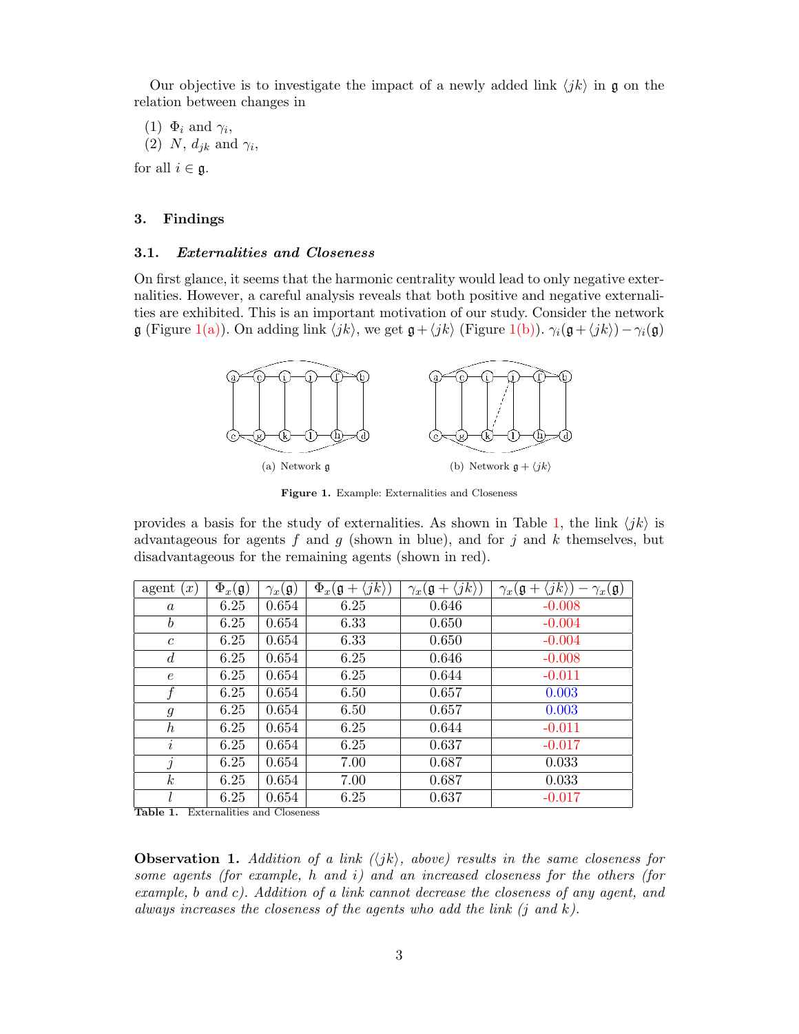Our objective is to investigate the impact of a newly added link $\langle jk \rangle$ in $\mathfrak{g}$ on the relation between changes in

(1) $\Phi_i$ and $\gamma_i$,
(2) $N$, $d_{jk}$ and $\gamma_i$,

for all $i \in \mathfrak{g}$.

## 3. Findings

### 3.1. *Externalities and Closeness*

On first glance, it seems that the harmonic centrality would lead to only negative externalities. However, a careful analysis reveals that both positive and negative externalities are exhibited. This is an important motivation of our study. Consider the network $\mathfrak{g}$ (Figure 1(a)). On adding link $\langle jk \rangle$, we get $\mathfrak{g} + \langle jk \rangle$ (Figure 1(b)). $\gamma_i(\mathfrak{g} + \langle jk \rangle) - \gamma_i(\mathfrak{g})$ provides a basis for the study of externalities. As shown in Table 1, the link $\langle jk \rangle$ is advantageous for agents $f$ and $g$ (shown in blue), and for $j$ and $k$ themselves, but disadvantageous for the remaining agents (shown in red).

(a) Network $\mathfrak{g}$ (b) Network $\mathfrak{g} + \langle jk \rangle$

**Figure 1.** Example: Externalities and Closeness

| agent $(x)$ | $\Phi_x(\mathfrak{g})$ | $\gamma_x(\mathfrak{g})$ | $\Phi_x(\mathfrak{g} + \langle jk \rangle)$ | $\gamma_x(\mathfrak{g} + \langle jk \rangle)$ | $\gamma_x(\mathfrak{g} + \langle jk \rangle) - \gamma_x(\mathfrak{g})$ |
|---|---|---|---|---|---|
| $a$ | 6.25 | 0.654 | 6.25 | 0.646 | -0.008 |
| $b$ | 6.25 | 0.654 | 6.33 | 0.650 | -0.004 |
| $c$ | 6.25 | 0.654 | 6.33 | 0.650 | -0.004 |
| $d$ | 6.25 | 0.654 | 6.25 | 0.646 | -0.008 |
| $e$ | 6.25 | 0.654 | 6.25 | 0.644 | -0.011 |
| $f$ | 6.25 | 0.654 | 6.50 | 0.657 | 0.003 |
| $g$ | 6.25 | 0.654 | 6.50 | 0.657 | 0.003 |
| $h$ | 6.25 | 0.654 | 6.25 | 0.644 | -0.011 |
| $i$ | 6.25 | 0.654 | 6.25 | 0.637 | -0.017 |
| $j$ | 6.25 | 0.654 | 7.00 | 0.687 | 0.033 |
| $k$ | 6.25 | 0.654 | 7.00 | 0.687 | 0.033 |
| $l$ | 6.25 | 0.654 | 6.25 | 0.637 | -0.017 |

**Table 1.** Externalities and Closeness

**Observation 1.** *Addition of a link ($\langle jk \rangle$, above) results in the same closeness for some agents (for example, $h$ and $i$) and an increased closeness for the others (for example, $b$ and $c$). Addition of a link cannot decrease the closeness of any agent, and always increases the closeness of the agents who add the link ($j$ and $k$).*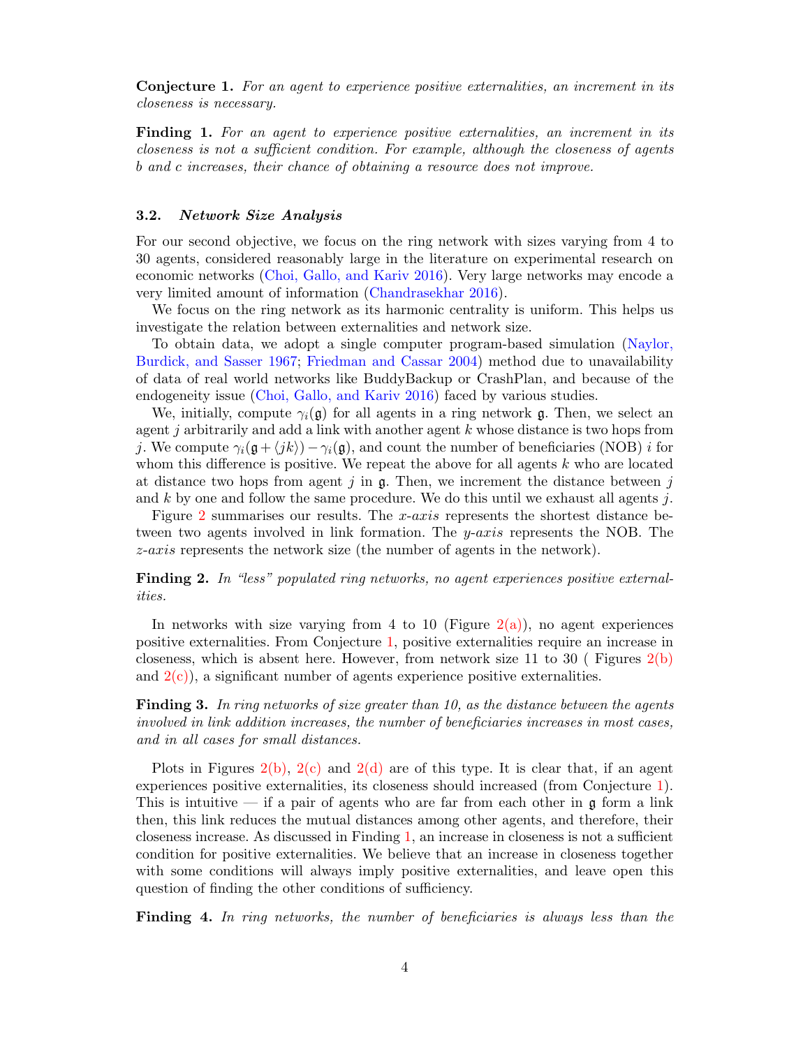**Conjecture 1.** *For an agent to experience positive externalities, an increment in its closeness is necessary.*

**Finding 1.** *For an agent to experience positive externalities, an increment in its closeness is not a sufficient condition. For example, although the closeness of agents b and c increases, their chance of obtaining a resource does not improve.*

### 3.2. *Network Size Analysis*

For our second objective, we focus on the ring network with sizes varying from 4 to 30 agents, considered reasonably large in the literature on experimental research on economic networks (Choi, Gallo, and Kariv 2016). Very large networks may encode a very limited amount of information (Chandrasekhar 2016).

We focus on the ring network as its harmonic centrality is uniform. This helps us investigate the relation between externalities and network size.

To obtain data, we adopt a single computer program-based simulation (Naylor, Burdick, and Sasser 1967; Friedman and Cassar 2004) method due to unavailability of data of real world networks like BuddyBackup or CrashPlan, and because of the endogeneity issue (Choi, Gallo, and Kariv 2016) faced by various studies.

We, initially, compute $\gamma_i(\mathfrak{g})$ for all agents in a ring network $\mathfrak{g}$. Then, we select an agent $j$ arbitrarily and add a link with another agent $k$ whose distance is two hops from $j$. We compute $\gamma_i(\mathfrak{g} + \langle jk \rangle) - \gamma_i(\mathfrak{g})$, and count the number of beneficiaries (NOB) $i$ for whom this difference is positive. We repeat the above for all agents $k$ who are located at distance two hops from agent $j$ in $\mathfrak{g}$. Then, we increment the distance between $j$ and $k$ by one and follow the same procedure. We do this until we exhaust all agents $j$.

Figure 2 summarises our results. The *x-axis* represents the shortest distance between two agents involved in link formation. The *y-axis* represents the NOB. The *z-axis* represents the network size (the number of agents in the network).

**Finding 2.** *In "less" populated ring networks, no agent experiences positive externalities.*

In networks with size varying from 4 to 10 (Figure 2(a)), no agent experiences positive externalities. From Conjecture 1, positive externalities require an increase in closeness, which is absent here. However, from network size 11 to 30 ( Figures 2(b) and 2(c)), a significant number of agents experience positive externalities.

**Finding 3.** *In ring networks of size greater than 10, as the distance between the agents involved in link addition increases, the number of beneficiaries increases in most cases, and in all cases for small distances.*

Plots in Figures 2(b), 2(c) and 2(d) are of this type. It is clear that, if an agent experiences positive externalities, its closeness should increased (from Conjecture 1). This is intuitive — if a pair of agents who are far from each other in $\mathfrak{g}$ form a link then, this link reduces the mutual distances among other agents, and therefore, their closeness increase. As discussed in Finding 1, an increase in closeness is not a sufficient condition for positive externalities. We believe that an increase in closeness together with some conditions will always imply positive externalities, and leave open this question of finding the other conditions of sufficiency.

**Finding 4.** *In ring networks, the number of beneficiaries is always less than the*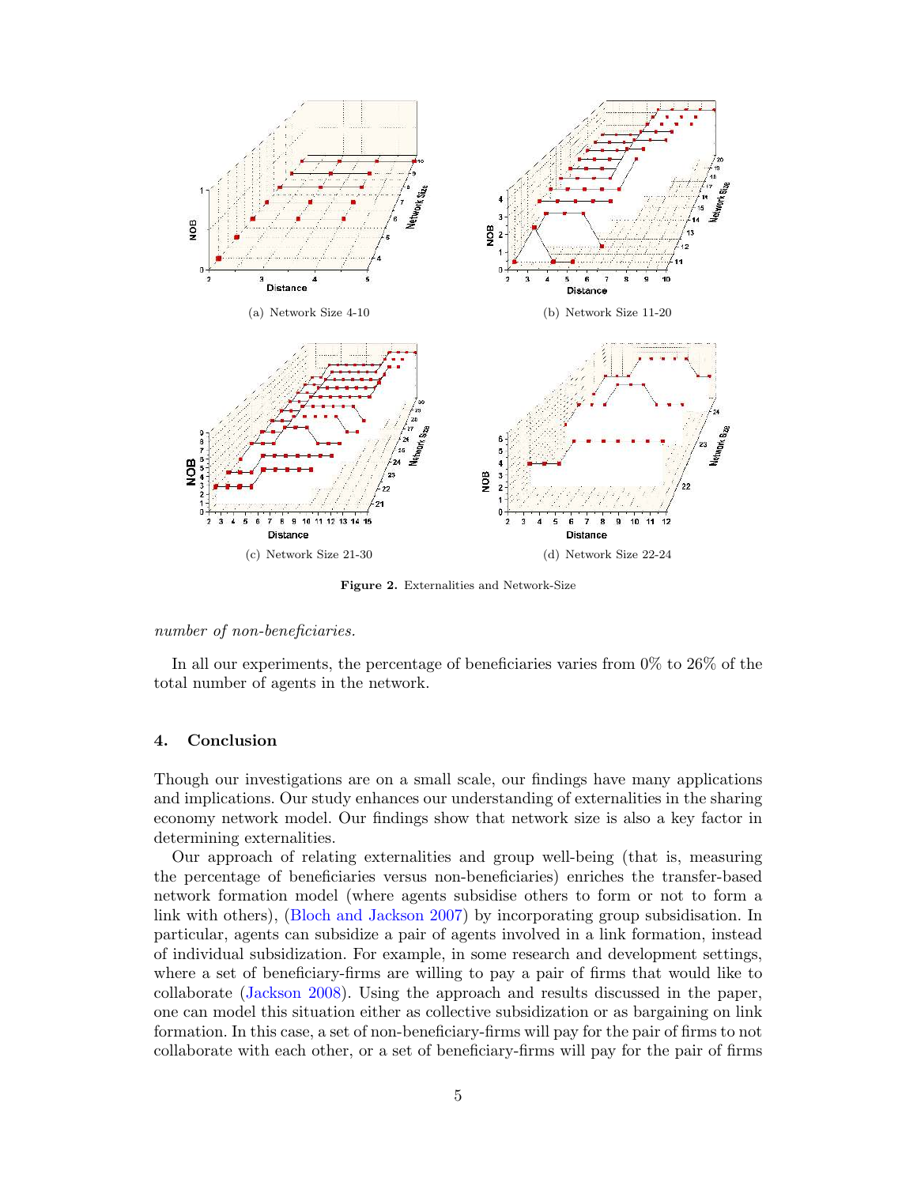(a) Network Size 4-10

(b) Network Size 11-20

(c) Network Size 21-30

(d) Network Size 22-24

**Figure 2.** Externalities and Network-Size

*number of non-beneficiaries.*

In all our experiments, the percentage of beneficiaries varies from 0% to 26% of the total number of agents in the network.

## 4. Conclusion

Though our investigations are on a small scale, our findings have many applications and implications. Our study enhances our understanding of externalities in the sharing economy network model. Our findings show that network size is also a key factor in determining externalities.

Our approach of relating externalities and group well-being (that is, measuring the percentage of beneficiaries versus non-beneficiaries) enriches the transfer-based network formation model (where agents subsidise others to form or not to form a link with others), (Bloch and Jackson 2007) by incorporating group subsidisation. In particular, agents can subsidize a pair of agents involved in a link formation, instead of individual subsidization. For example, in some research and development settings, where a set of beneficiary-firms are willing to pay a pair of firms that would like to collaborate (Jackson 2008). Using the approach and results discussed in the paper, one can model this situation either as collective subsidization or as bargaining on link formation. In this case, a set of non-beneficiary-firms will pay for the pair of firms to not collaborate with each other, or a set of beneficiary-firms will pay for the pair of firms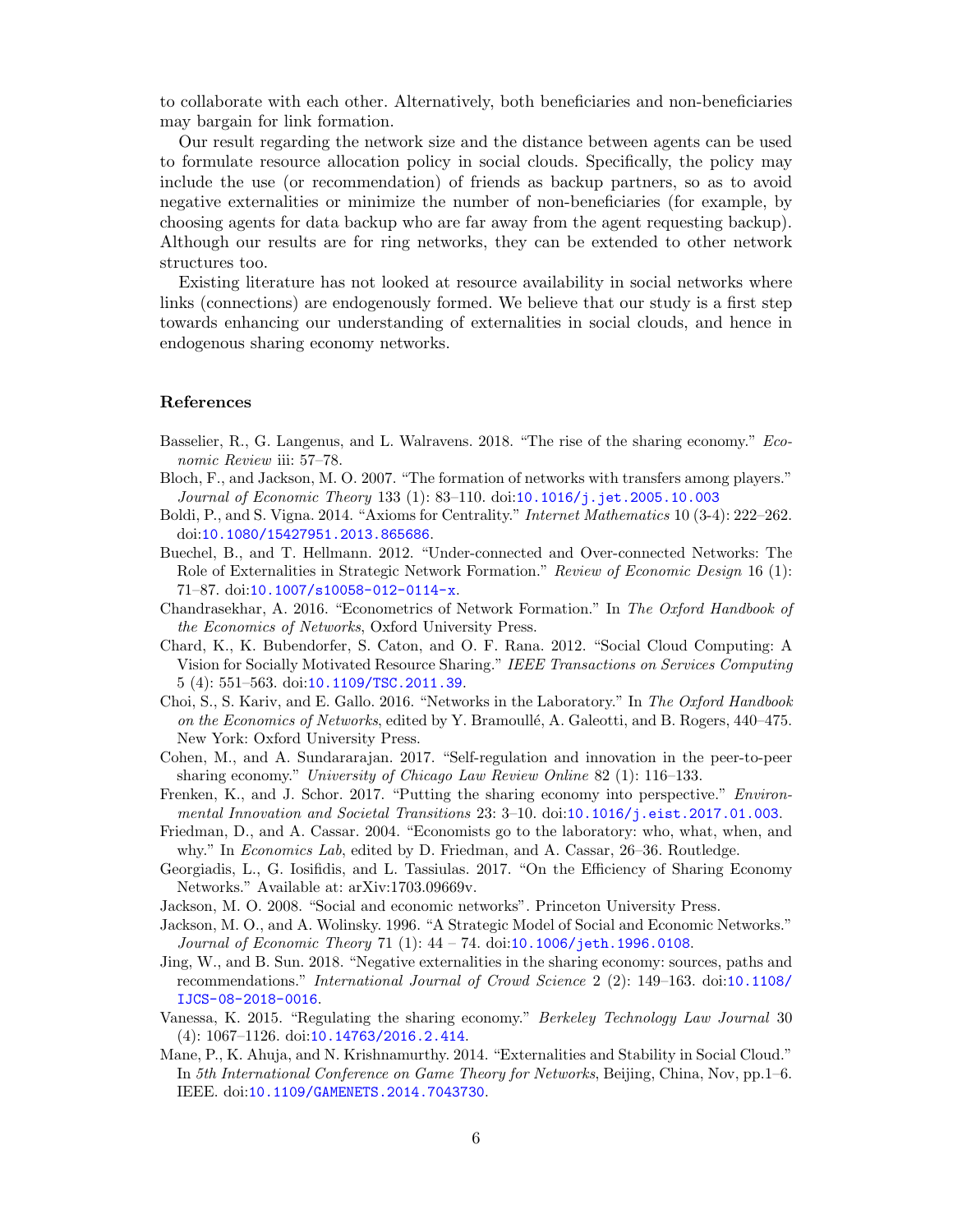to collaborate with each other. Alternatively, both beneficiaries and non-beneficiaries may bargain for link formation.

Our result regarding the network size and the distance between agents can be used to formulate resource allocation policy in social clouds. Specifically, the policy may include the use (or recommendation) of friends as backup partners, so as to avoid negative externalities or minimize the number of non-beneficiaries (for example, by choosing agents for data backup who are far away from the agent requesting backup). Although our results are for ring networks, they can be extended to other network structures too.

Existing literature has not looked at resource availability in social networks where links (connections) are endogenously formed. We believe that our study is a first step towards enhancing our understanding of externalities in social clouds, and hence in endogenous sharing economy networks.

### References

Basselier, R., G. Langenus, and L. Walravens. 2018. "The rise of the sharing economy." *Economic Review* iii: 57–78.

Bloch, F., and Jackson, M. O. 2007. "The formation of networks with transfers among players." *Journal of Economic Theory* 133 (1): 83–110. doi:10.1016/j.jet.2005.10.003

Boldi, P., and S. Vigna. 2014. "Axioms for Centrality." *Internet Mathematics* 10 (3-4): 222–262. doi:10.1080/15427951.2013.865686.

Buechel, B., and T. Hellmann. 2012. "Under-connected and Over-connected Networks: The Role of Externalities in Strategic Network Formation." *Review of Economic Design* 16 (1): 71–87. doi:10.1007/s10058-012-0114-x.

Chandrasekhar, A. 2016. "Econometrics of Network Formation." In *The Oxford Handbook of the Economics of Networks*, Oxford University Press.

Chard, K., K. Bubendorfer, S. Caton, and O. F. Rana. 2012. "Social Cloud Computing: A Vision for Socially Motivated Resource Sharing." *IEEE Transactions on Services Computing* 5 (4): 551–563. doi:10.1109/TSC.2011.39.

Choi, S., S. Kariv, and E. Gallo. 2016. "Networks in the Laboratory." In *The Oxford Handbook on the Economics of Networks*, edited by Y. Bramoullé, A. Galeotti, and B. Rogers, 440–475. New York: Oxford University Press.

Cohen, M., and A. Sundararajan. 2017. "Self-regulation and innovation in the peer-to-peer sharing economy." *University of Chicago Law Review Online* 82 (1): 116–133.

Frenken, K., and J. Schor. 2017. "Putting the sharing economy into perspective." *Environmental Innovation and Societal Transitions* 23: 3–10. doi:10.1016/j.eist.2017.01.003.

Friedman, D., and A. Cassar. 2004. "Economists go to the laboratory: who, what, when, and why." In *Economics Lab*, edited by D. Friedman, and A. Cassar, 26–36. Routledge.

Georgiadis, L., G. Iosifidis, and L. Tassiulas. 2017. "On the Efficiency of Sharing Economy Networks." Available at: arXiv:1703.09669v.

Jackson, M. O. 2008. "Social and economic networks". Princeton University Press.

Jackson, M. O., and A. Wolinsky. 1996. "A Strategic Model of Social and Economic Networks." *Journal of Economic Theory* 71 (1): 44 – 74. doi:10.1006/jeth.1996.0108.

Jing, W., and B. Sun. 2018. "Negative externalities in the sharing economy: sources, paths and recommendations." *International Journal of Crowd Science* 2 (2): 149–163. doi:10.1108/IJCS-08-2018-0016.

Vanessa, K. 2015. "Regulating the sharing economy." *Berkeley Technology Law Journal* 30 (4): 1067–1126. doi:10.14763/2016.2.414.

Mane, P., K. Ahuja, and N. Krishnamurthy. 2014. "Externalities and Stability in Social Cloud." In *5th International Conference on Game Theory for Networks*, Beijing, China, Nov, pp.1–6. IEEE. doi:10.1109/GAMENETS.2014.7043730.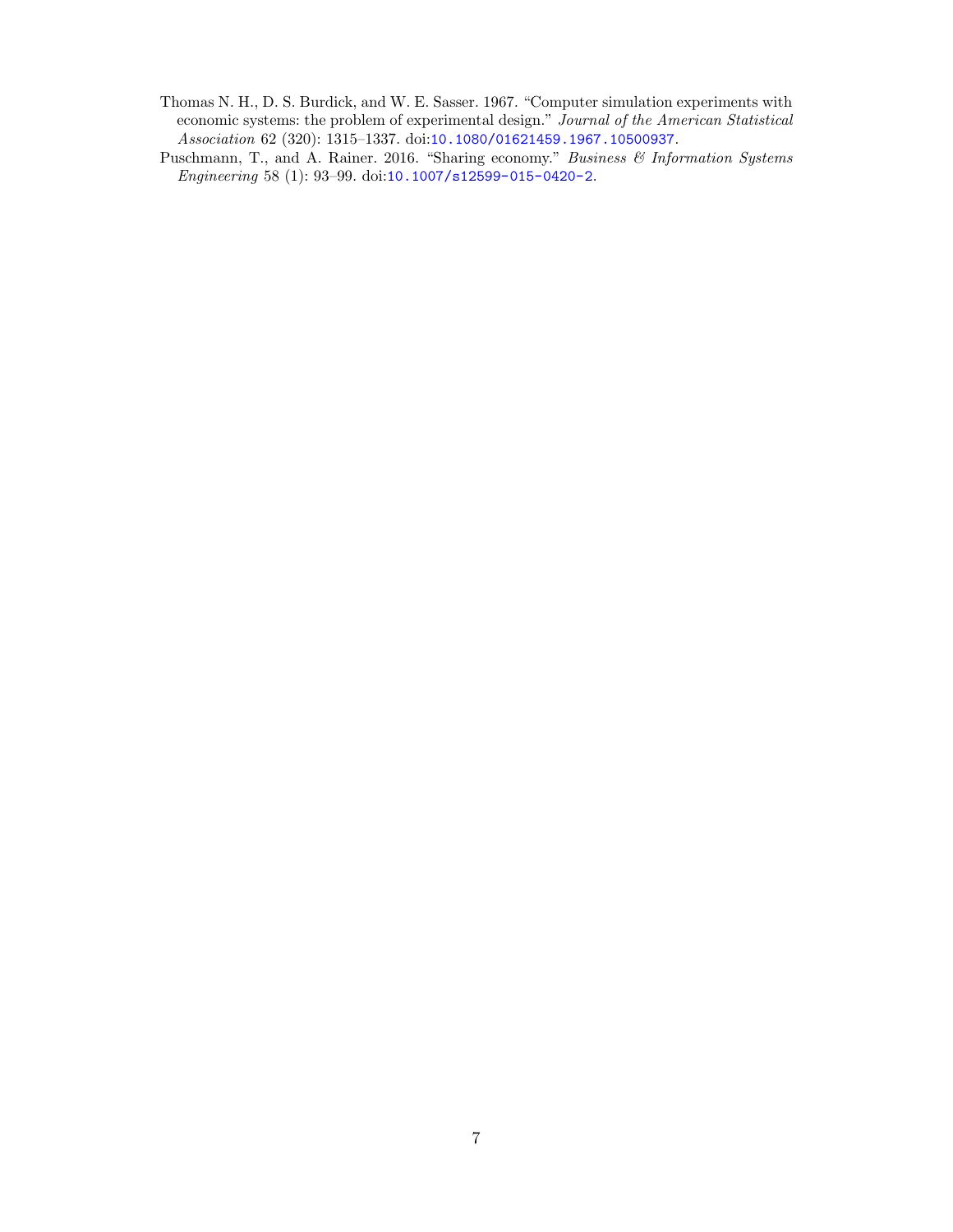Thomas N. H., D. S. Burdick, and W. E. Sasser. 1967. "Computer simulation experiments with economic systems: the problem of experimental design." *Journal of the American Statistical Association* 62 (320): 1315–1337. doi:10.1080/01621459.1967.10500937.

Puschmann, T., and A. Rainer. 2016. "Sharing economy." *Business & Information Systems Engineering* 58 (1): 93–99. doi:10.1007/s12599-015-0420-2.